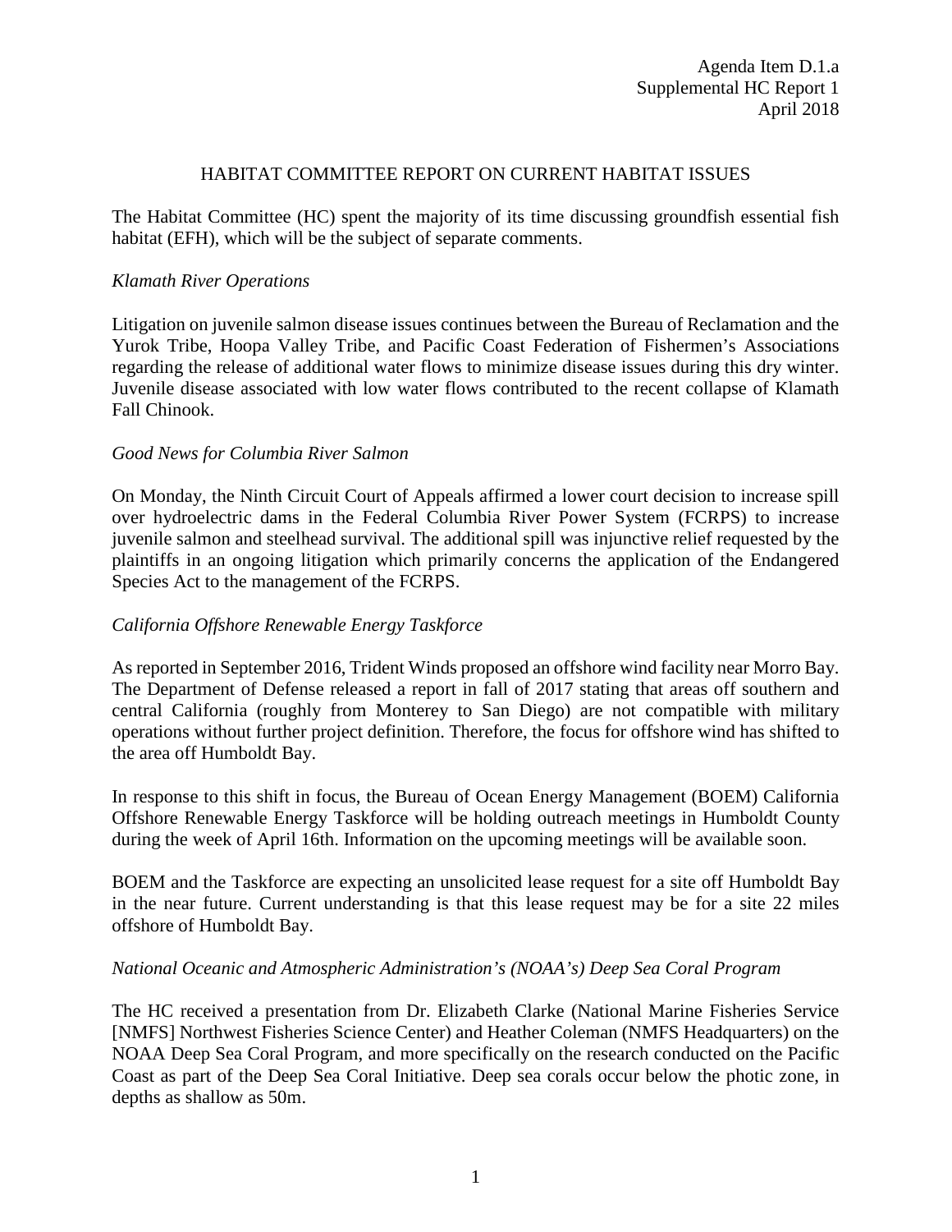Agenda Item D.1.a
Supplemental HC Report 1
April 2018

# HABITAT COMMITTEE REPORT ON CURRENT HABITAT ISSUES

The Habitat Committee (HC) spent the majority of its time discussing groundfish essential fish habitat (EFH), which will be the subject of separate comments.

*Klamath River Operations*

Litigation on juvenile salmon disease issues continues between the Bureau of Reclamation and the Yurok Tribe, Hoopa Valley Tribe, and Pacific Coast Federation of Fishermen's Associations regarding the release of additional water flows to minimize disease issues during this dry winter. Juvenile disease associated with low water flows contributed to the recent collapse of Klamath Fall Chinook.

*Good News for Columbia River Salmon*

On Monday, the Ninth Circuit Court of Appeals affirmed a lower court decision to increase spill over hydroelectric dams in the Federal Columbia River Power System (FCRPS) to increase juvenile salmon and steelhead survival. The additional spill was injunctive relief requested by the plaintiffs in an ongoing litigation which primarily concerns the application of the Endangered Species Act to the management of the FCRPS.

*California Offshore Renewable Energy Taskforce*

As reported in September 2016, Trident Winds proposed an offshore wind facility near Morro Bay. The Department of Defense released a report in fall of 2017 stating that areas off southern and central California (roughly from Monterey to San Diego) are not compatible with military operations without further project definition. Therefore, the focus for offshore wind has shifted to the area off Humboldt Bay.

In response to this shift in focus, the Bureau of Ocean Energy Management (BOEM) California Offshore Renewable Energy Taskforce will be holding outreach meetings in Humboldt County during the week of April 16th. Information on the upcoming meetings will be available soon.

BOEM and the Taskforce are expecting an unsolicited lease request for a site off Humboldt Bay in the near future. Current understanding is that this lease request may be for a site 22 miles offshore of Humboldt Bay.

*National Oceanic and Atmospheric Administration's (NOAA's) Deep Sea Coral Program*

The HC received a presentation from Dr. Elizabeth Clarke (National Marine Fisheries Service [NMFS] Northwest Fisheries Science Center) and Heather Coleman (NMFS Headquarters) on the NOAA Deep Sea Coral Program, and more specifically on the research conducted on the Pacific Coast as part of the Deep Sea Coral Initiative. Deep sea corals occur below the photic zone, in depths as shallow as 50m.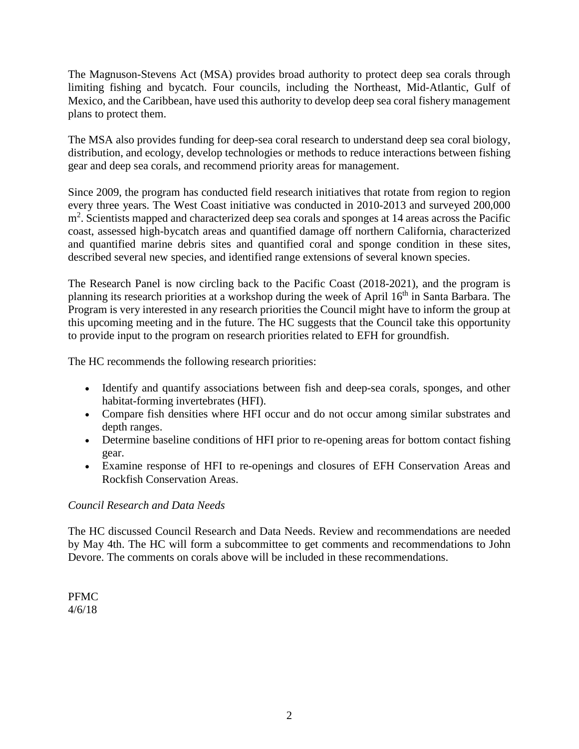The Magnuson-Stevens Act (MSA) provides broad authority to protect deep sea corals through limiting fishing and bycatch. Four councils, including the Northeast, Mid-Atlantic, Gulf of Mexico, and the Caribbean, have used this authority to develop deep sea coral fishery management plans to protect them.

The MSA also provides funding for deep-sea coral research to understand deep sea coral biology, distribution, and ecology, develop technologies or methods to reduce interactions between fishing gear and deep sea corals, and recommend priority areas for management.

Since 2009, the program has conducted field research initiatives that rotate from region to region every three years. The West Coast initiative was conducted in 2010-2013 and surveyed 200,000 $m^2$. Scientists mapped and characterized deep sea corals and sponges at 14 areas across the Pacific coast, assessed high-bycatch areas and quantified damage off northern California, characterized and quantified marine debris sites and quantified coral and sponge condition in these sites, described several new species, and identified range extensions of several known species.

The Research Panel is now circling back to the Pacific Coast (2018-2021), and the program is planning its research priorities at a workshop during the week of April 16th in Santa Barbara. The Program is very interested in any research priorities the Council might have to inform the group at this upcoming meeting and in the future. The HC suggests that the Council take this opportunity to provide input to the program on research priorities related to EFH for groundfish.

The HC recommends the following research priorities:

- Identify and quantify associations between fish and deep-sea corals, sponges, and other habitat-forming invertebrates (HFI).
- Compare fish densities where HFI occur and do not occur among similar substrates and depth ranges.
- Determine baseline conditions of HFI prior to re-opening areas for bottom contact fishing gear.
- Examine response of HFI to re-openings and closures of EFH Conservation Areas and Rockfish Conservation Areas.

*Council Research and Data Needs*

The HC discussed Council Research and Data Needs. Review and recommendations are needed by May 4th. The HC will form a subcommittee to get comments and recommendations to John Devore. The comments on corals above will be included in these recommendations.

PFMC
4/6/18